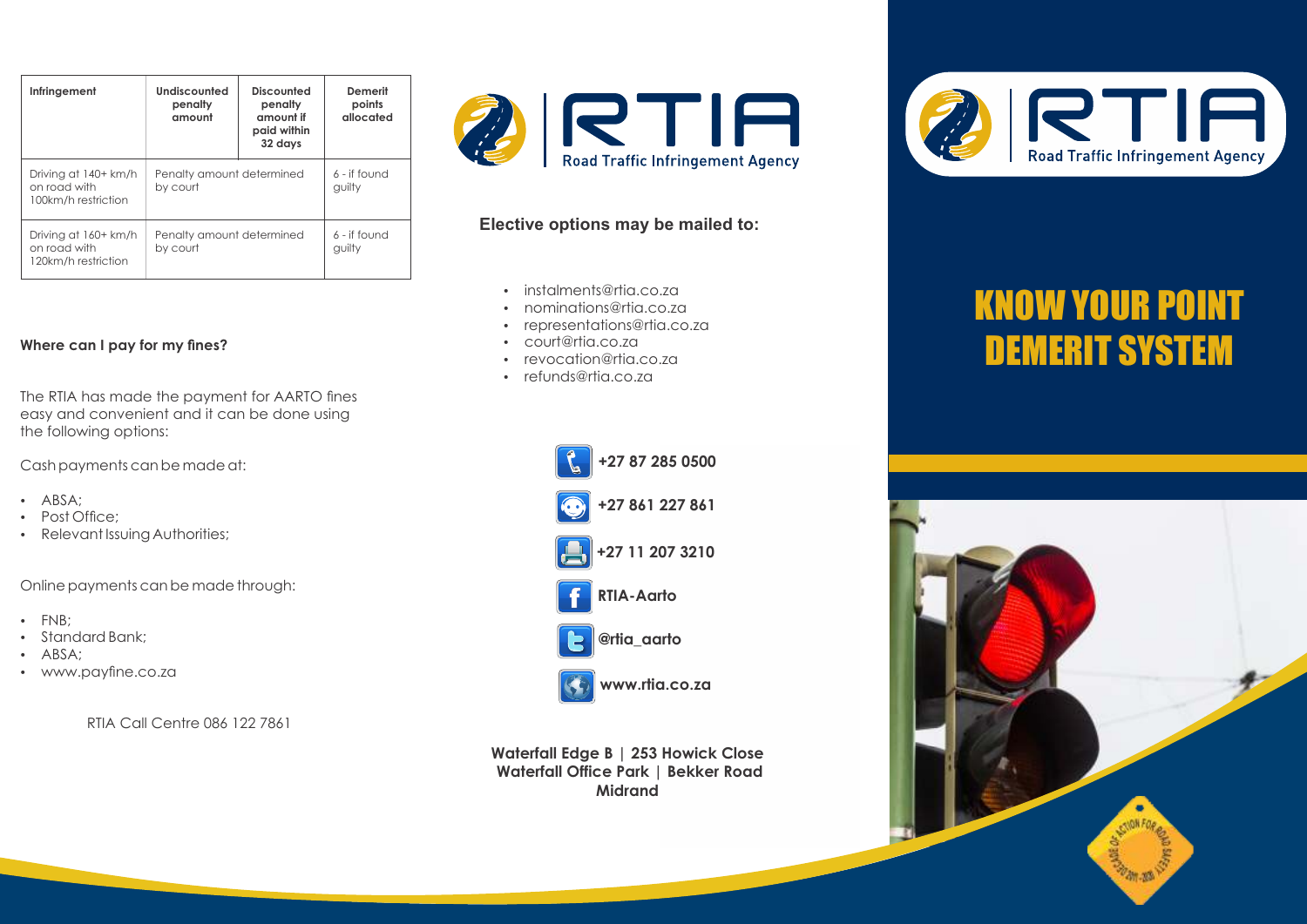| Infringement | Undiscounted penalty amount | Discounted penalty amount if paid within 32 days | Demerit points allocated |
| --- | --- | --- | --- |
| Driving at 140+ km/h on road with 100km/h restriction | Penalty amount determined by court | | 6 - if found guilty |
| Driving at 160+ km/h on road with 120km/h restriction | Penalty amount determined by court | | 6 - if found guilty |

**Where can I pay for my fines?**

The RTIA has made the payment for AARTO fines easy and convenient and it can be done using the following options:

Cash payments can be made at:

- ABSA;
- Post Office;
- Relevant Issuing Authorities;

Online payments can be made through:

- FNB;
- Standard Bank;
- ABSA;
- www.payfine.co.za

RTIA Call Centre 086 122 7861

RTIA Road Traffic Infringement Agency

**Elective options may be mailed to:**

- instalments@rtia.co.za
- nominations@rtia.co.za
- representations@rtia.co.za
- court@rtia.co.za
- revocation@rtia.co.za
- refunds@rtia.co.za

**+27 87 285 0500**

**+27 861 227 861**

**+27 11 207 3210**

**RTIA-Aarto**

**@rtia_aarto**

**www.rtia.co.za**

**Waterfall Edge B | 253 Howick Close**
**Waterfall Office Park | Bekker Road**
**Midrand**

RTIA Road Traffic Infringement Agency

# KNOW YOUR POINT DEMERIT SYSTEM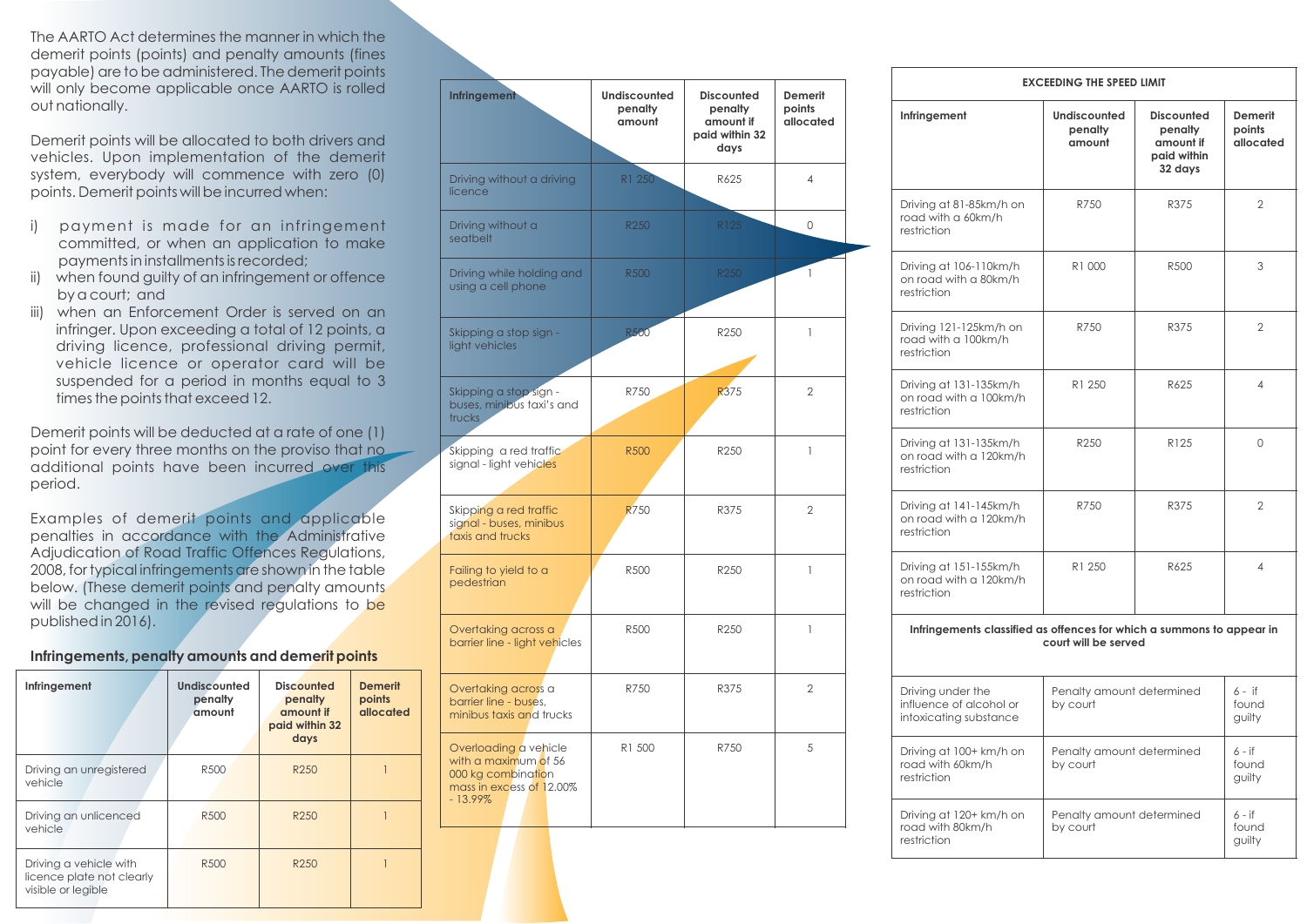The AARTO Act determines the manner in which the demerit points (points) and penalty amounts (fines payable) are to be administered. The demerit points will only become applicable once AARTO is rolled out nationally.

Demerit points will be allocated to both drivers and vehicles. Upon implementation of the demerit system, everybody will commence with zero (0) points. Demerit points will be incurred when:

i) payment is made for an infringement committed, or when an application to make payments in installments is recorded;
ii) when found guilty of an infringement or offence by a court; and
iii) when an Enforcement Order is served on an infringer. Upon exceeding a total of 12 points, a driving licence, professional driving permit, vehicle licence or operator card will be suspended for a period in months equal to 3 times the points that exceed 12.

Demerit points will be deducted at a rate of one (1) point for every three months on the proviso that no additional points have been incurred over this period.

Examples of demerit points and applicable penalties in accordance with the Administrative Adjudication of Road Traffic Offences Regulations, 2008, for typical infringements are shown in the table below. (These demerit points and penalty amounts will be changed in the revised regulations to be published in 2016).

## Infringements, penalty amounts and demerit points

| Infringement | Undiscounted penalty amount | Discounted penalty amount if paid within 32 days | Demerit points allocated |
|---|---|---|---|
| Driving an unregistered vehicle | R500 | R250 | 1 |
| Driving an unlicenced vehicle | R500 | R250 | 1 |
| Driving a vehicle with licence plate not clearly visible or legible | R500 | R250 | 1 |
| Driving without a driving licence | R1 250 | R625 | 4 |
| Driving without a seatbelt | R250 | R125 | 0 |
| Driving while holding and using a cell phone | R500 | R250 | 1 |
| Skipping a stop sign - light vehicles | R500 | R250 | 1 |
| Skipping a stop sign - buses, minibus taxi's and trucks | R750 | R375 | 2 |
| Skipping a red traffic signal - light vehicles | R500 | R250 | 1 |
| Skipping a red traffic signal - buses, minibus taxis and trucks | R750 | R375 | 2 |
| Failing to yield to a pedestrian | R500 | R250 | 1 |
| Overtaking across a barrier line - light vehicles | R500 | R250 | 1 |
| Overtaking across a barrier line - buses, minibus taxis and trucks | R750 | R375 | 2 |
| Overloading a vehicle with a maximum of 56 000 kg combination mass in excess of 12.00% - 13.99% | R1 500 | R750 | 5 |

| EXCEEDING THE SPEED LIMIT | | | |
|---|---|---|---|
| **Infringement** | **Undiscounted penalty amount** | **Discounted penalty amount if paid within 32 days** | **Demerit points allocated** |
| Driving at 81-85km/h on road with a 60km/h restriction | R750 | R375 | 2 |
| Driving at 106-110km/h on road with a 80km/h restriction | R1 000 | R500 | 3 |
| Driving 121-125km/h on road with a 100km/h restriction | R750 | R375 | 2 |
| Driving at 131-135km/h on road with a 100km/h restriction | R1 250 | R625 | 4 |
| Driving at 131-135km/h on road with a 120km/h restriction | R250 | R125 | 0 |
| Driving at 141-145km/h on road with a 120km/h restriction | R750 | R375 | 2 |
| Driving at 151-155km/h on road with a 120km/h restriction | R1 250 | R625 | 4 |
| **Infringements classified as offences for which a summons to appear in court will be served** | | | |
| Driving under the influence of alcohol or intoxicating substance | Penalty amount determined by court | | 6 - if found guilty |
| Driving at 100+ km/h on road with 60km/h restriction | Penalty amount determined by court | | 6 - if found guilty |
| Driving at 120+ km/h on road with 80km/h restriction | Penalty amount determined by court | | 6 - if found guilty |